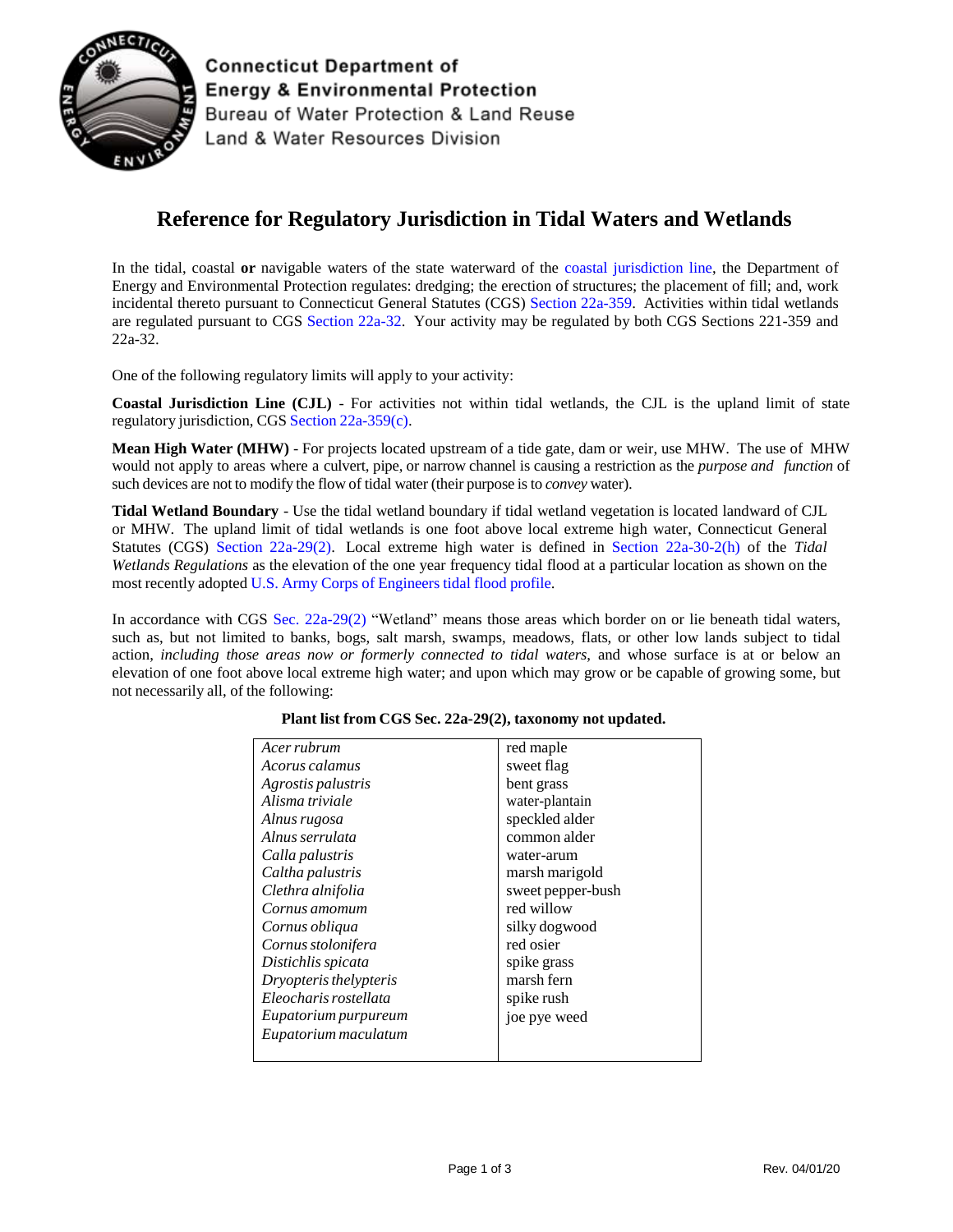Connecticut Department of
Energy & Environmental Protection
Bureau of Water Protection & Land Reuse
Land & Water Resources Division

# Reference for Regulatory Jurisdiction in Tidal Waters and Wetlands

In the tidal, coastal **or** navigable waters of the state waterward of the coastal jurisdiction line, the Department of Energy and Environmental Protection regulates: dredging; the erection of structures; the placement of fill; and, work incidental thereto pursuant to Connecticut General Statutes (CGS) Section 22a-359. Activities within tidal wetlands are regulated pursuant to CGS Section 22a-32. Your activity may be regulated by both CGS Sections 221-359 and 22a-32.

One of the following regulatory limits will apply to your activity:

**Coastal Jurisdiction Line (CJL)** - For activities not within tidal wetlands, the CJL is the upland limit of state regulatory jurisdiction, CGS Section 22a-359(c).

**Mean High Water (MHW)** - For projects located upstream of a tide gate, dam or weir, use MHW. The use of MHW would not apply to areas where a culvert, pipe, or narrow channel is causing a restriction as the *purpose and function* of such devices are not to modify the flow of tidal water (their purpose is to *convey* water).

**Tidal Wetland Boundary** - Use the tidal wetland boundary if tidal wetland vegetation is located landward of CJL or MHW. The upland limit of tidal wetlands is one foot above local extreme high water, Connecticut General Statutes (CGS) Section 22a-29(2). Local extreme high water is defined in Section 22a-30-2(h) of the *Tidal Wetlands Regulations* as the elevation of the one year frequency tidal flood at a particular location as shown on the most recently adopted U.S. Army Corps of Engineers tidal flood profile.

In accordance with CGS Sec. 22a-29(2) "Wetland" means those areas which border on or lie beneath tidal waters, such as, but not limited to banks, bogs, salt marsh, swamps, meadows, flats, or other low lands subject to tidal action, *including those areas now or formerly connected to tidal waters*, and whose surface is at or below an elevation of one foot above local extreme high water; and upon which may grow or be capable of growing some, but not necessarily all, of the following:

**Plant list from CGS Sec. 22a-29(2), taxonomy not updated.**

| | |
|---|---|
| *Acer rubrum* | red maple |
| *Acorus calamus* | sweet flag |
| *Agrostis palustris* | bent grass |
| *Alisma triviale* | water-plantain |
| *Alnus rugosa* | speckled alder |
| *Alnus serrulata* | common alder |
| *Calla palustris* | water-arum |
| *Caltha palustris* | marsh marigold |
| *Clethra alnifolia* | sweet pepper-bush |
| *Cornus amomum* | red willow |
| *Cornus obliqua* | silky dogwood |
| *Cornus stolonifera* | red osier |
| *Distichlis spicata* | spike grass |
| *Dryopteris thelypteris* | marsh fern |
| *Eleocharis rostellata* | spike rush |
| *Eupatorium purpureum* | joe pye weed |
| *Eupatorium maculatum* | |

Rev. 04/01/20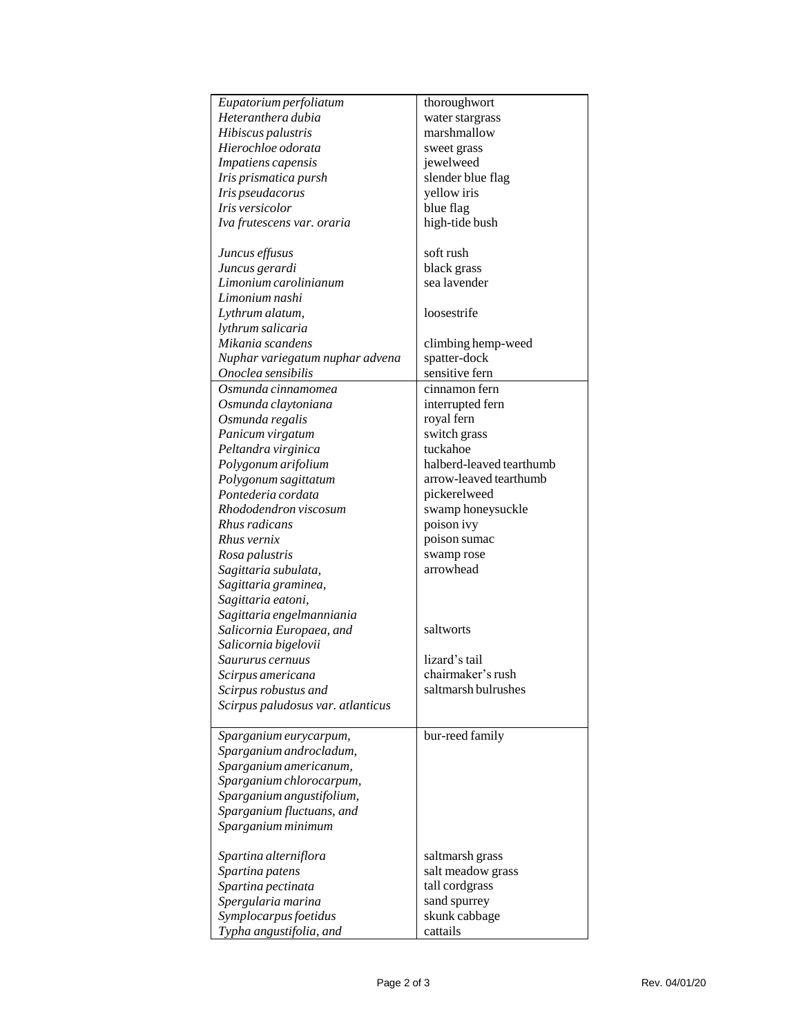| | |
|---|---|
| *Eupatorium perfoliatum* | thoroughwort |
| *Heteranthera dubia* | water stargrass |
| *Hibiscus palustris* | marshmallow |
| *Hierochloe odorata* | sweet grass |
| *Impatiens capensis* | jewelweed |
| *Iris prismatica pursh* | slender blue flag |
| *Iris pseudacorus* | yellow iris |
| *Iris versicolor* | blue flag |
| *Iva frutescens var. oraria* | high-tide bush |
| *Juncus effusus* | soft rush |
| *Juncus gerardi* | black grass |
| *Limonium carolinianum* | sea lavender |
| *Limonium nashi* | |
| *Lythrum alatum,* | loosestrife |
| *lythrum salicaria* | |
| *Mikania scandens* | climbing hemp-weed |
| *Nuphar variegatum nuphar advena* | spatter-dock |
| *Onoclea sensibilis* | sensitive fern |
| *Osmunda cinnamomea* | cinnamon fern |
| *Osmunda claytoniana* | interrupted fern |
| *Osmunda regalis* | royal fern |
| *Panicum virgatum* | switch grass |
| *Peltandra virginica* | tuckahoe |
| *Polygonum arifolium* | halberd-leaved tearthumb |
| *Polygonum sagittatum* | arrow-leaved tearthumb |
| *Pontederia cordata* | pickerelweed |
| *Rhododendron viscosum* | swamp honeysuckle |
| *Rhus radicans* | poison ivy |
| *Rhus vernix* | poison sumac |
| *Rosa palustris* | swamp rose |
| *Sagittaria subulata, Sagittaria graminea, Sagittaria eatoni, Sagittaria engelmanniania* | arrowhead |
| *Salicornia Europaea, and Salicornia bigelovii* | saltworts |
| *Saururus cernuus* | lizard's tail |
| *Scirpus americana* | chairmaker's rush |
| *Scirpus robustus and Scirpus paludosus var. atlanticus* | saltmarsh bulrushes |
| *Sparganium eurycarpum, Sparganium androcladum, Sparganium americanum, Sparganium chlorocarpum, Sparganium angustifolium, Sparganium fluctuans, and Sparganium minimum* | bur-reed family |
| *Spartina alterniflora* | saltmarsh grass |
| *Spartina patens* | salt meadow grass |
| *Spartina pectinata* | tall cordgrass |
| *Spergularia marina* | sand spurrey |
| *Symplocarpus foetidus* | skunk cabbage |
| *Typha angustifolia, and* | cattails |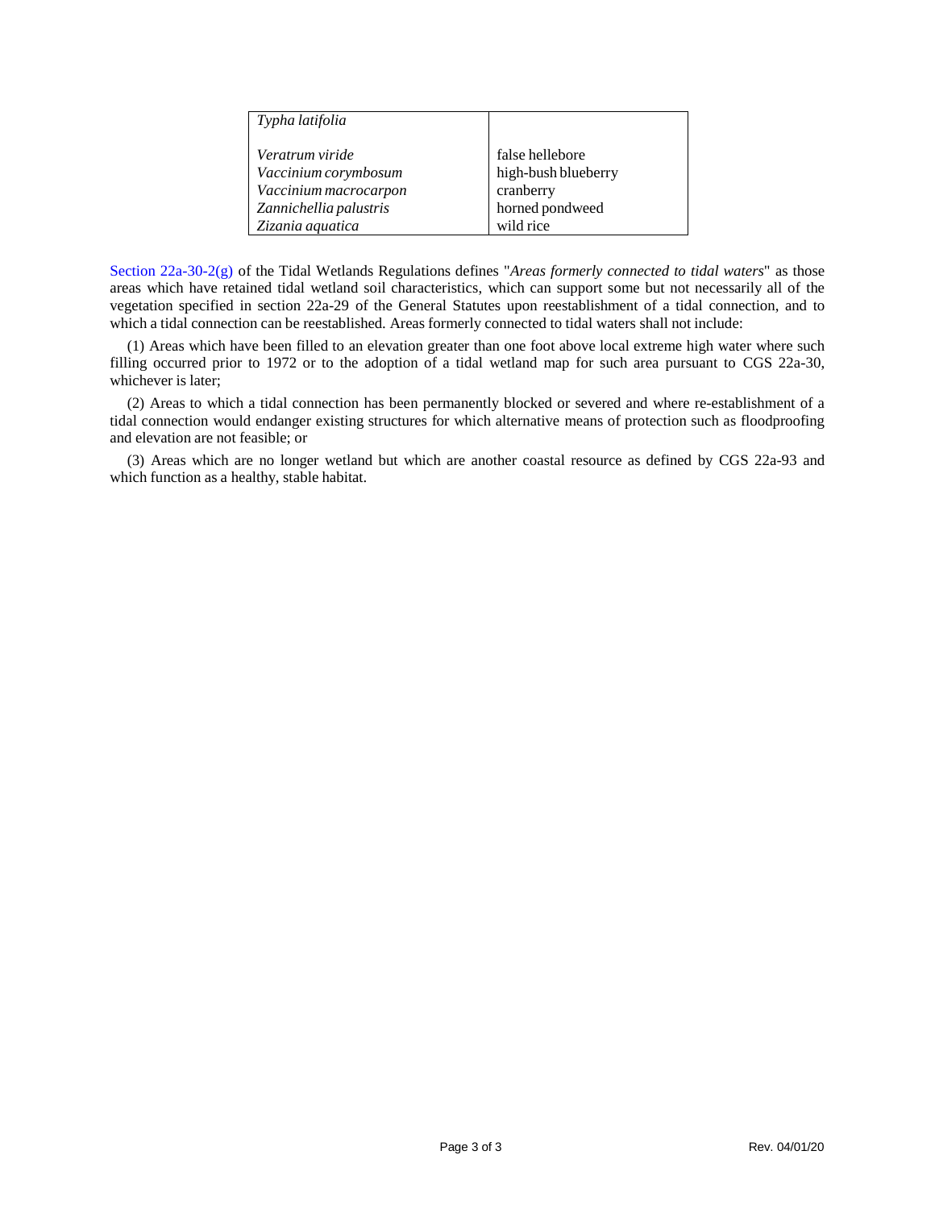| | |
|---|---|
| *Typha latifolia* | |
| *Veratrum viride* | false hellebore |
| *Vaccinium corymbosum* | high-bush blueberry |
| *Vaccinium macrocarpon* | cranberry |
| *Zannichellia palustris* | horned pondweed |
| *Zizania aquatica* | wild rice |

Section 22a-30-2(g) of the Tidal Wetlands Regulations defines "*Areas formerly connected to tidal waters*" as those areas which have retained tidal wetland soil characteristics, which can support some but not necessarily all of the vegetation specified in section 22a-29 of the General Statutes upon reestablishment of a tidal connection, and to which a tidal connection can be reestablished. Areas formerly connected to tidal waters shall not include:

(1) Areas which have been filled to an elevation greater than one foot above local extreme high water where such filling occurred prior to 1972 or to the adoption of a tidal wetland map for such area pursuant to CGS 22a-30, whichever is later;

(2) Areas to which a tidal connection has been permanently blocked or severed and where re-establishment of a tidal connection would endanger existing structures for which alternative means of protection such as floodproofing and elevation are not feasible; or

(3) Areas which are no longer wetland but which are another coastal resource as defined by CGS 22a-93 and which function as a healthy, stable habitat.